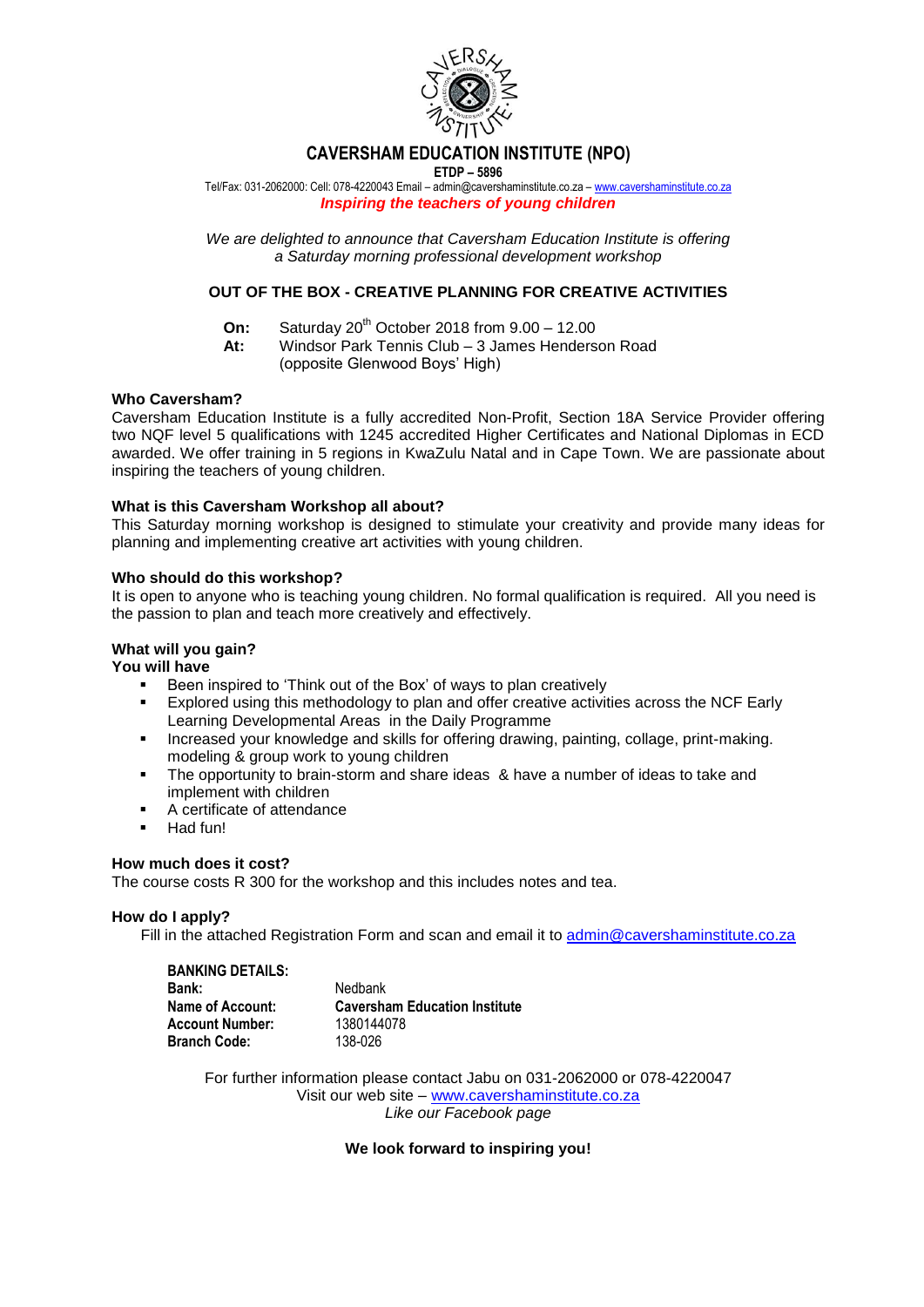# CAVERSHAM EDUCATION INSTITUTE (NPO)

**ETDP – 5896**

Tel/Fax: 031-2062000: Cell: 078-4220043 Email – admin@cavershaminstitute.co.za – www.cavershaminstitute.co.za

***Inspiring the teachers of young children***

*We are delighted to announce that Caversham Education Institute is offering a Saturday morning professional development workshop*

## OUT OF THE BOX - CREATIVE PLANNING FOR CREATIVE ACTIVITIES

**On:** Saturday 20th October 2018 from 9.00 – 12.00
**At:** Windsor Park Tennis Club – 3 James Henderson Road (opposite Glenwood Boys' High)

### Who Caversham?

Caversham Education Institute is a fully accredited Non-Profit, Section 18A Service Provider offering two NQF level 5 qualifications with 1245 accredited Higher Certificates and National Diplomas in ECD awarded. We offer training in 5 regions in KwaZulu Natal and in Cape Town. We are passionate about inspiring the teachers of young children.

### What is this Caversham Workshop all about?

This Saturday morning workshop is designed to stimulate your creativity and provide many ideas for planning and implementing creative art activities with young children.

### Who should do this workshop?

It is open to anyone who is teaching young children. No formal qualification is required. All you need is the passion to plan and teach more creatively and effectively.

### What will you gain?

**You will have**

- Been inspired to 'Think out of the Box' of ways to plan creatively
- Explored using this methodology to plan and offer creative activities across the NCF Early Learning Developmental Areas in the Daily Programme
- Increased your knowledge and skills for offering drawing, painting, collage, print-making. modeling & group work to young children
- The opportunity to brain-storm and share ideas & have a number of ideas to take and implement with children
- A certificate of attendance
- Had fun!

### How much does it cost?

The course costs R 300 for the workshop and this includes notes and tea.

### How do I apply?

Fill in the attached Registration Form and scan and email it to admin@cavershaminstitute.co.za

**BANKING DETAILS:**

| | |
|---|---|
| **Bank:** | Nedbank |
| **Name of Account:** | **Caversham Education Institute** |
| **Account Number:** | 1380144078 |
| **Branch Code:** | 138-026 |

For further information please contact Jabu on 031-2062000 or 078-4220047
Visit our web site – www.cavershaminstitute.co.za
*Like our Facebook page*

**We look forward to inspiring you!**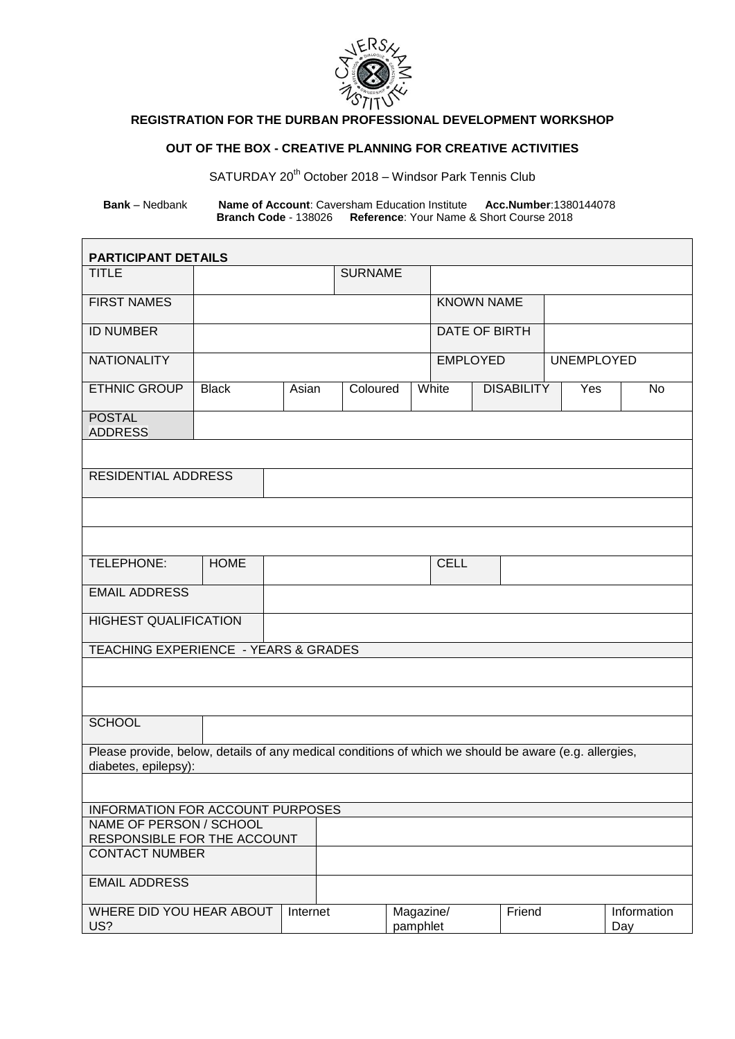**REGISTRATION FOR THE DURBAN PROFESSIONAL DEVELOPMENT WORKSHOP**

**OUT OF THE BOX - CREATIVE PLANNING FOR CREATIVE ACTIVITIES**

SATURDAY 20th October 2018 – Windsor Park Tennis Club

**Bank** – Nedbank **Name of Account**: Caversham Education Institute **Acc.Number**:1380144078
**Branch Code** - 138026 **Reference**: Your Name & Short Course 2018

| **PARTICIPANT DETAILS** | | | | | | | | |
|---|---|---|---|---|---|---|---|---|
| TITLE | | | SURNAME | | | | | |
| FIRST NAMES | | | | | KNOWN NAME | | | |
| ID NUMBER | | | | | DATE OF BIRTH | | | |
| NATIONALITY | | | | | EMPLOYED | | UNEMPLOYED | |
| ETHNIC GROUP | Black | Asian | Coloured | White | DISABILITY | | Yes | No |
| POSTAL ADDRESS | | | | | | | | |
| | | | | | | | | |
| RESIDENTIAL ADDRESS | | | | | | | | |
| | | | | | | | | |
| | | | | | | | | |
| TELEPHONE: | HOME | | | | CELL | | | |
| EMAIL ADDRESS | | | | | | | | |
| HIGHEST QUALIFICATION | | | | | | | | |
| TEACHING EXPERIENCE - YEARS & GRADES | | | | | | | | |
| | | | | | | | | |
| | | | | | | | | |
| SCHOOL | | | | | | | | |
| Please provide, below, details of any medical conditions of which we should be aware (e.g. allergies, diabetes, epilepsy): | | | | | | | | |
| | | | | | | | | |
| INFORMATION FOR ACCOUNT PURPOSES | | | | | | | | |
| NAME OF PERSON / SCHOOL RESPONSIBLE FOR THE ACCOUNT | | | | | | | | |
| CONTACT NUMBER | | | | | | | | |
| EMAIL ADDRESS | | | | | | | | |
| WHERE DID YOU HEAR ABOUT US? | | Internet | | Magazine/ pamphlet | | Friend | | Information Day |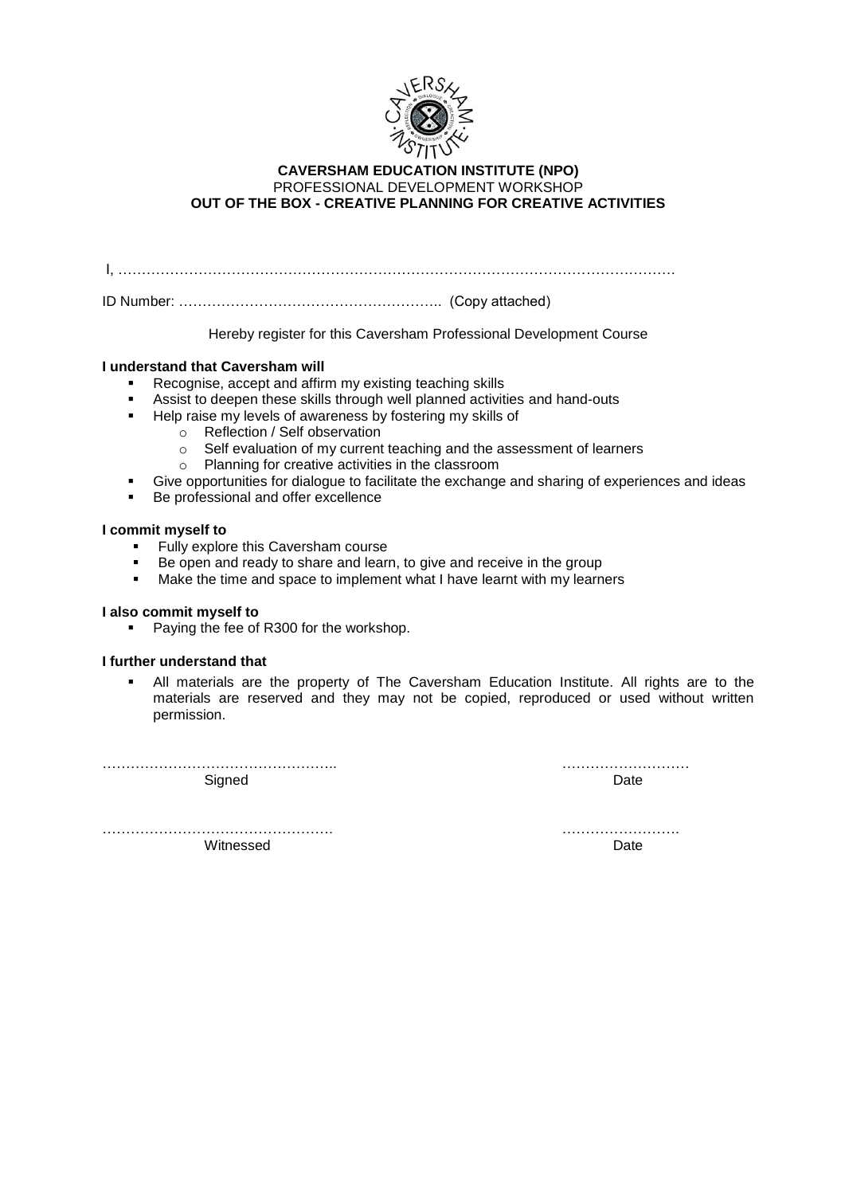**CAVERSHAM EDUCATION INSTITUTE (NPO)**
PROFESSIONAL DEVELOPMENT WORKSHOP
**OUT OF THE BOX - CREATIVE PLANNING FOR CREATIVE ACTIVITIES**

I, ……………………………………………………………………………………………………….

ID Number: ……………………………………………….. (Copy attached)

Hereby register for this Caversham Professional Development Course

**I understand that Caversham will**

- Recognise, accept and affirm my existing teaching skills
- Assist to deepen these skills through well planned activities and hand-outs
- Help raise my levels of awareness by fostering my skills of
  - Reflection / Self observation
  - Self evaluation of my current teaching and the assessment of learners
  - Planning for creative activities in the classroom
- Give opportunities for dialogue to facilitate the exchange and sharing of experiences and ideas
- Be professional and offer excellence

**I commit myself to**

- Fully explore this Caversham course
- Be open and ready to share and learn, to give and receive in the group
- Make the time and space to implement what I have learnt with my learners

**I also commit myself to**

- Paying the fee of R300 for the workshop.

**I further understand that**

- All materials are the property of The Caversham Education Institute. All rights are to the materials are reserved and they may not be copied, reproduced or used without written permission.

………………………………………….. ……………………..
Signed Date

…………………………………………. …………………….
Witnessed Date